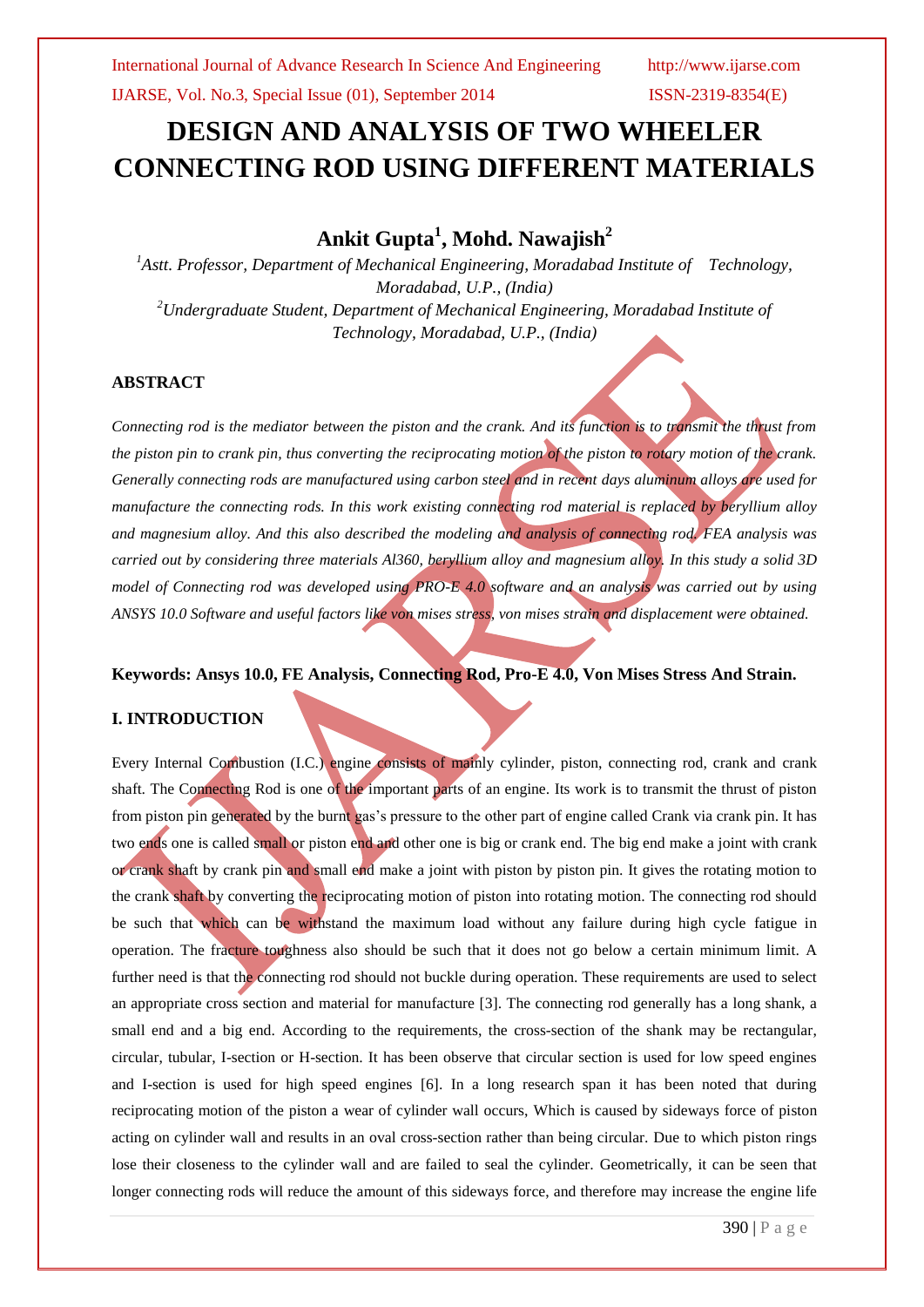# DESIGN AND ANALYSIS OF TWO WHEELER CONNECTING ROD USING DIFFERENT MATERIALS

## Ankit Gupta[1], Mohd. Nawajish[2]

*[1]Astt. Professor, Department of Mechanical Engineering, Moradabad Institute of Technology, Moradabad, U.P., (India)*

*[2]Undergraduate Student, Department of Mechanical Engineering, Moradabad Institute of Technology, Moradabad, U.P., (India)*

### ABSTRACT

*Connecting rod is the mediator between the piston and the crank. And its function is to transmit the thrust from the piston pin to crank pin, thus converting the reciprocating motion of the piston to rotary motion of the crank. Generally connecting rods are manufactured using carbon steel and in recent days aluminum alloys are used for manufacture the connecting rods. In this work existing connecting rod material is replaced by beryllium alloy and magnesium alloy. And this also described the modeling and analysis of connecting rod. FEA analysis was carried out by considering three materials Al360, beryllium alloy and magnesium alloy. In this study a solid 3D model of Connecting rod was developed using PRO-E 4.0 software and an analysis was carried out by using ANSYS 10.0 Software and useful factors like von mises stress, von mises strain and displacement were obtained.*

**Keywords: Ansys 10.0, FE Analysis, Connecting Rod, Pro-E 4.0, Von Mises Stress And Strain.**

### I. INTRODUCTION

Every Internal Combustion (I.C.) engine consists of mainly cylinder, piston, connecting rod, crank and crank shaft. The Connecting Rod is one of the important parts of an engine. Its work is to transmit the thrust of piston from piston pin generated by the burnt gas's pressure to the other part of engine called Crank via crank pin. It has two ends one is called small or piston end and other one is big or crank end. The big end make a joint with crank or crank shaft by crank pin and small end make a joint with piston by piston pin. It gives the rotating motion to the crank shaft by converting the reciprocating motion of piston into rotating motion. The connecting rod should be such that which can be withstand the maximum load without any failure during high cycle fatigue in operation. The fracture toughness also should be such that it does not go below a certain minimum limit. A further need is that the connecting rod should not buckle during operation. These requirements are used to select an appropriate cross section and material for manufacture [3]. The connecting rod generally has a long shank, a small end and a big end. According to the requirements, the cross-section of the shank may be rectangular, circular, tubular, I-section or H-section. It has been observe that circular section is used for low speed engines and I-section is used for high speed engines [6]. In a long research span it has been noted that during reciprocating motion of the piston a wear of cylinder wall occurs, Which is caused by sideways force of piston acting on cylinder wall and results in an oval cross-section rather than being circular. Due to which piston rings lose their closeness to the cylinder wall and are failed to seal the cylinder. Geometrically, it can be seen that longer connecting rods will reduce the amount of this sideways force, and therefore may increase the engine life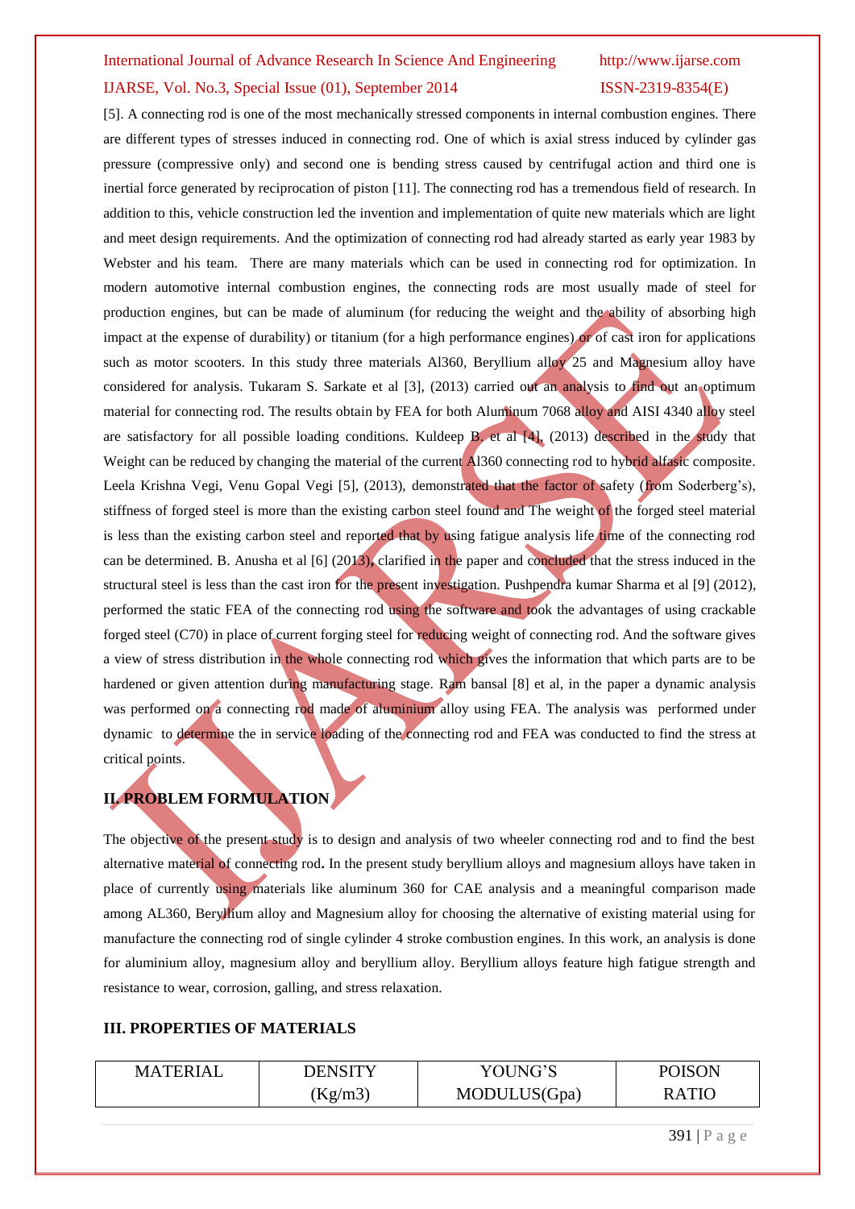[5]. A connecting rod is one of the most mechanically stressed components in internal combustion engines. There are different types of stresses induced in connecting rod. One of which is axial stress induced by cylinder gas pressure (compressive only) and second one is bending stress caused by centrifugal action and third one is inertial force generated by reciprocation of piston [11]. The connecting rod has a tremendous field of research. In addition to this, vehicle construction led the invention and implementation of quite new materials which are light and meet design requirements. And the optimization of connecting rod had already started as early year 1983 by Webster and his team. There are many materials which can be used in connecting rod for optimization. In modern automotive internal combustion engines, the connecting rods are most usually made of steel for production engines, but can be made of aluminum (for reducing the weight and the ability of absorbing high impact at the expense of durability) or titanium (for a high performance engines) or of cast iron for applications such as motor scooters. In this study three materials Al360, Beryllium alloy 25 and Magnesium alloy have considered for analysis. Tukaram S. Sarkate et al [3], (2013) carried out an analysis to find out an optimum material for connecting rod. The results obtain by FEA for both Aluminum 7068 alloy and AISI 4340 alloy steel are satisfactory for all possible loading conditions. Kuldeep B. et al [4], (2013) described in the study that Weight can be reduced by changing the material of the current Al360 connecting rod to hybrid alfasic composite. Leela Krishna Vegi, Venu Gopal Vegi [5], (2013), demonstrated that the factor of safety (from Soderberg's), stiffness of forged steel is more than the existing carbon steel found and The weight of the forged steel material is less than the existing carbon steel and reported that by using fatigue analysis life time of the connecting rod can be determined. B. Anusha et al [6] (2013), clarified in the paper and concluded that the stress induced in the structural steel is less than the cast iron for the present investigation. Pushpendra kumar Sharma et al [9] (2012), performed the static FEA of the connecting rod using the software and took the advantages of using crackable forged steel (C70) in place of current forging steel for reducing weight of connecting rod. And the software gives a view of stress distribution in the whole connecting rod which gives the information that which parts are to be hardened or given attention during manufacturing stage. Ram bansal [8] et al, in the paper a dynamic analysis was performed on a connecting rod made of aluminium alloy using FEA. The analysis was performed under dynamic to determine the in service loading of the connecting rod and FEA was conducted to find the stress at critical points.

## II. PROBLEM FORMULATION

The objective of the present study is to design and analysis of two wheeler connecting rod and to find the best alternative material of connecting rod. In the present study beryllium alloys and magnesium alloys have taken in place of currently using materials like aluminum 360 for CAE analysis and a meaningful comparison made among AL360, Beryllium alloy and Magnesium alloy for choosing the alternative of existing material using for manufacture the connecting rod of single cylinder 4 stroke combustion engines. In this work, an analysis is done for aluminium alloy, magnesium alloy and beryllium alloy. Beryllium alloys feature high fatigue strength and resistance to wear, corrosion, galling, and stress relaxation.

## III. PROPERTIES OF MATERIALS

| MATERIAL | DENSITY (Kg/m3) | YOUNG'S MODULUS(Gpa) | POISON RATIO |
|---|---|---|---|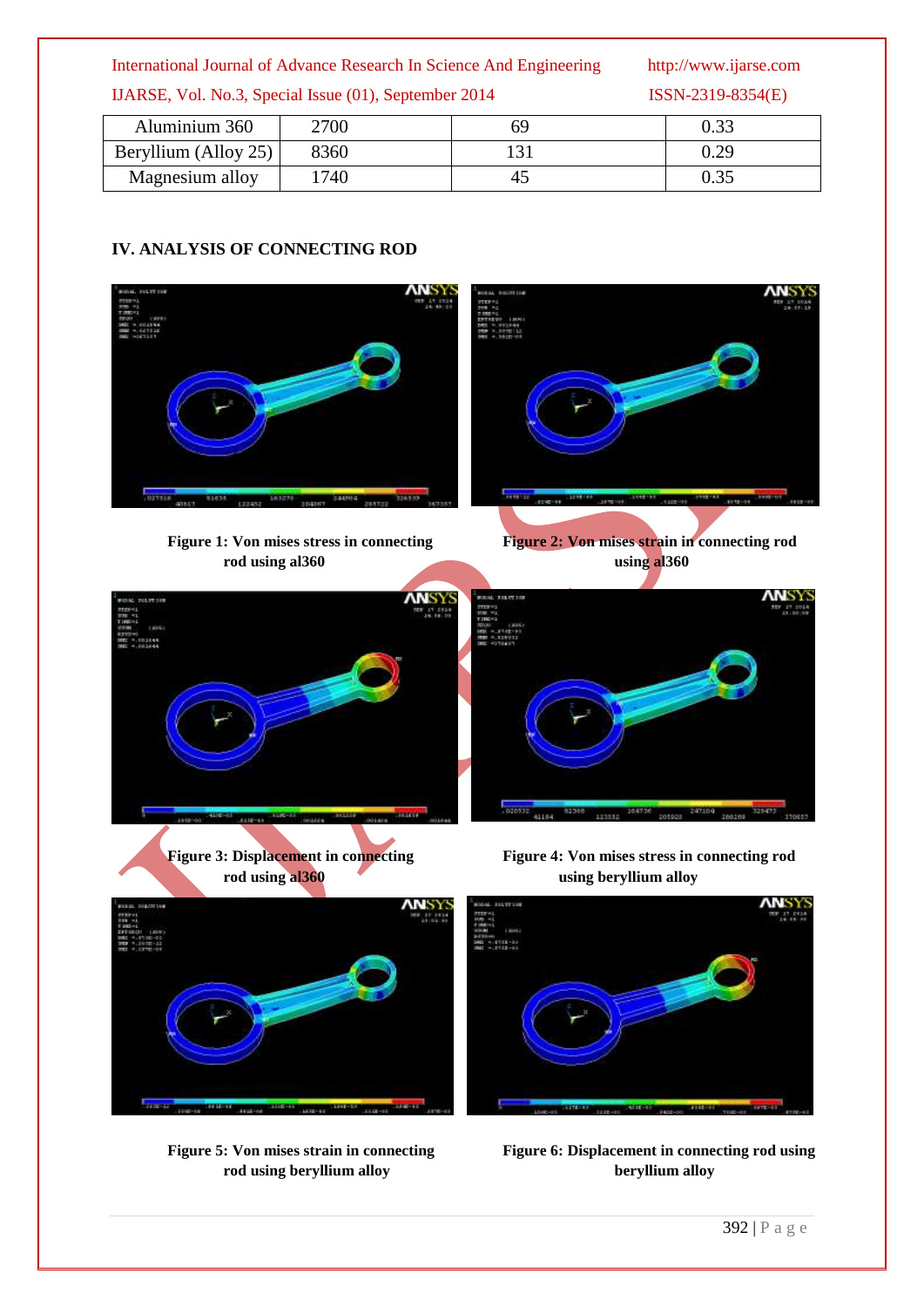| Aluminium 360 | 2700 | 69 | 0.33 |
|---|---|---|---|
| Beryllium (Alloy 25) | 8360 | 131 | 0.29 |
| Magnesium alloy | 1740 | 45 | 0.35 |

## IV. ANALYSIS OF CONNECTING ROD

**Figure 1: Von mises stress in connecting rod using al360**

**Figure 2: Von mises strain in connecting rod using al360**

**Figure 3: Displacement in connecting rod using al360**

**Figure 4: Von mises stress in connecting rod using beryllium alloy**

**Figure 5: Von mises strain in connecting rod using beryllium alloy**

**Figure 6: Displacement in connecting rod using beryllium alloy**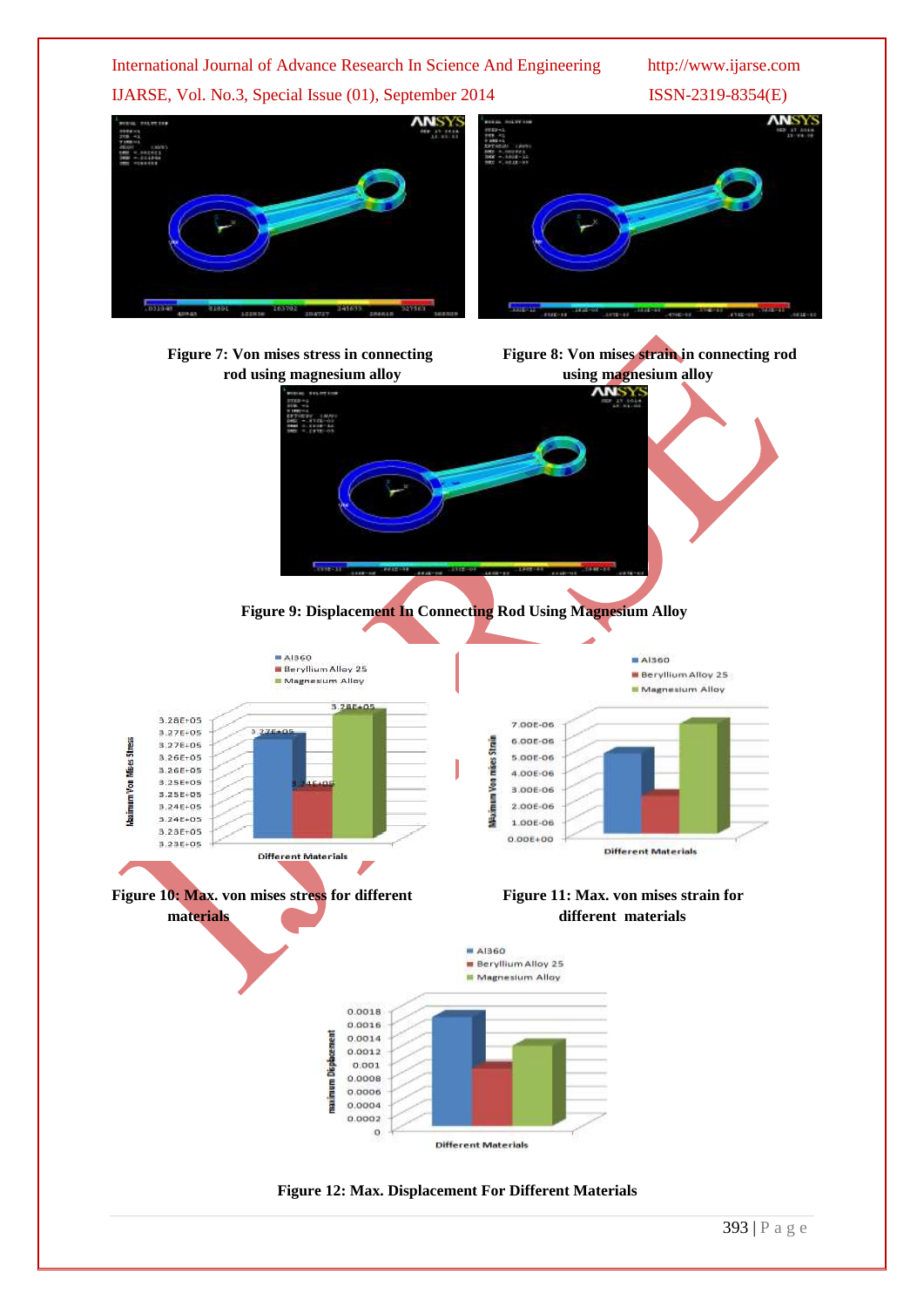Figure 7: Von mises stress in connecting rod using magnesium alloy

Figure 8: Von mises strain in connecting rod using magnesium alloy

Figure 9: Displacement In Connecting Rod Using Magnesium Alloy

Figure 10: Max. von mises stress for different materials

Figure 11: Max. von mises strain for different materials

Figure 12: Max. Displacement For Different Materials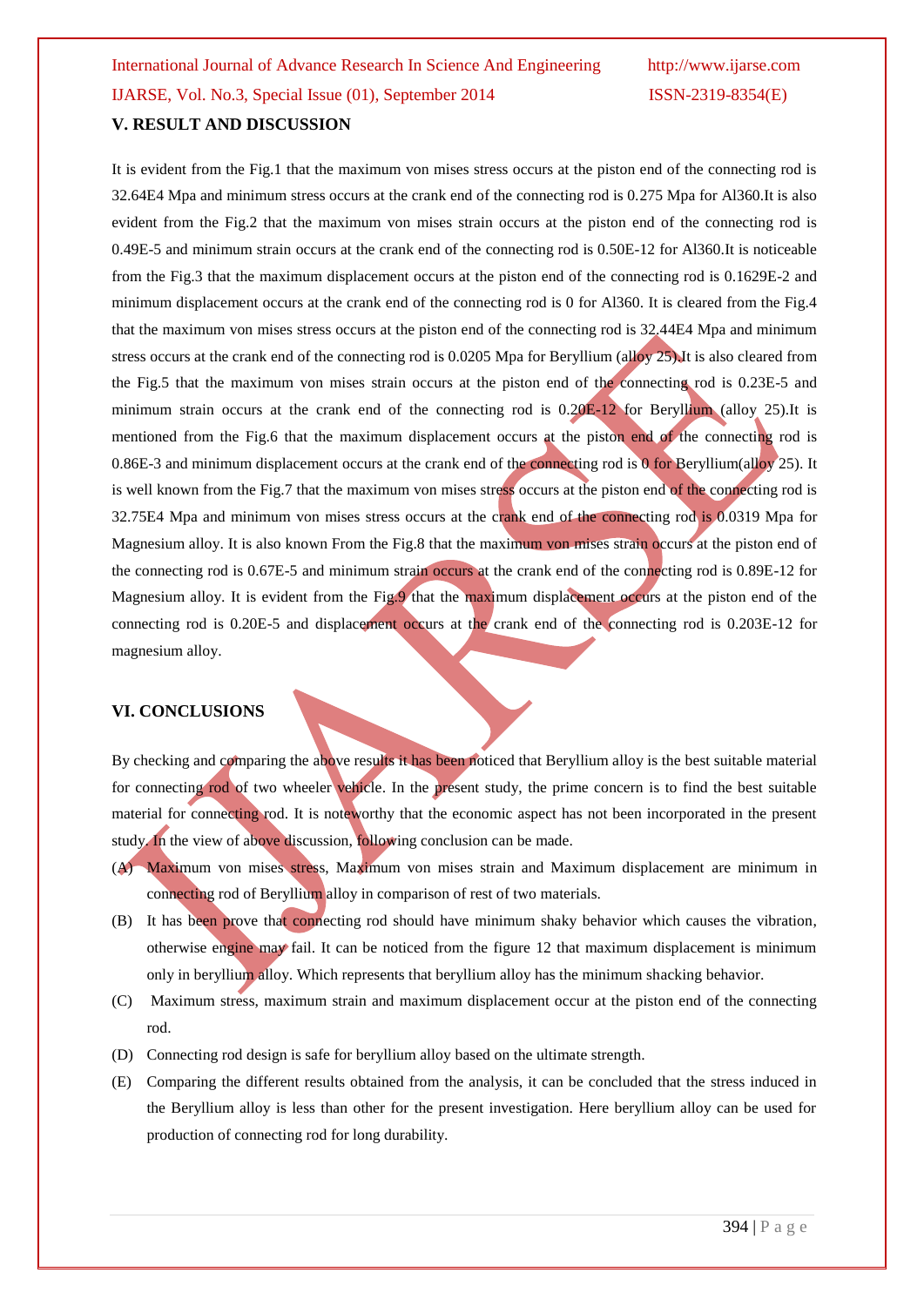## V. RESULT AND DISCUSSION

It is evident from the Fig.1 that the maximum von mises stress occurs at the piston end of the connecting rod is 32.64E4 Mpa and minimum stress occurs at the crank end of the connecting rod is 0.275 Mpa for Al360.It is also evident from the Fig.2 that the maximum von mises strain occurs at the piston end of the connecting rod is 0.49E-5 and minimum strain occurs at the crank end of the connecting rod is 0.50E-12 for Al360.It is noticeable from the Fig.3 that the maximum displacement occurs at the piston end of the connecting rod is 0.1629E-2 and minimum displacement occurs at the crank end of the connecting rod is 0 for Al360. It is cleared from the Fig.4 that the maximum von mises stress occurs at the piston end of the connecting rod is 32.44E4 Mpa and minimum stress occurs at the crank end of the connecting rod is 0.0205 Mpa for Beryllium (alloy 25).It is also cleared from the Fig.5 that the maximum von mises strain occurs at the piston end of the connecting rod is 0.23E-5 and minimum strain occurs at the crank end of the connecting rod is 0.20E-12 for Beryllium (alloy 25).It is mentioned from the Fig.6 that the maximum displacement occurs at the piston end of the connecting rod is 0.86E-3 and minimum displacement occurs at the crank end of the connecting rod is 0 for Beryllium(alloy 25). It is well known from the Fig.7 that the maximum von mises stress occurs at the piston end of the connecting rod is 32.75E4 Mpa and minimum von mises stress occurs at the crank end of the connecting rod is 0.0319 Mpa for Magnesium alloy. It is also known From the Fig.8 that the maximum von mises strain occurs at the piston end of the connecting rod is 0.67E-5 and minimum strain occurs at the crank end of the connecting rod is 0.89E-12 for Magnesium alloy. It is evident from the Fig.9 that the maximum displacement occurs at the piston end of the connecting rod is 0.20E-5 and displacement occurs at the crank end of the connecting rod is 0.203E-12 for magnesium alloy.

## VI. CONCLUSIONS

By checking and comparing the above results it has been noticed that Beryllium alloy is the best suitable material for connecting rod of two wheeler vehicle. In the present study, the prime concern is to find the best suitable material for connecting rod. It is noteworthy that the economic aspect has not been incorporated in the present study. In the view of above discussion, following conclusion can be made.

(A) Maximum von mises stress, Maximum von mises strain and Maximum displacement are minimum in connecting rod of Beryllium alloy in comparison of rest of two materials.

(B) It has been prove that connecting rod should have minimum shaky behavior which causes the vibration, otherwise engine may fail. It can be noticed from the figure 12 that maximum displacement is minimum only in beryllium alloy. Which represents that beryllium alloy has the minimum shacking behavior.

(C) Maximum stress, maximum strain and maximum displacement occur at the piston end of the connecting rod.

(D) Connecting rod design is safe for beryllium alloy based on the ultimate strength.

(E) Comparing the different results obtained from the analysis, it can be concluded that the stress induced in the Beryllium alloy is less than other for the present investigation. Here beryllium alloy can be used for production of connecting rod for long durability.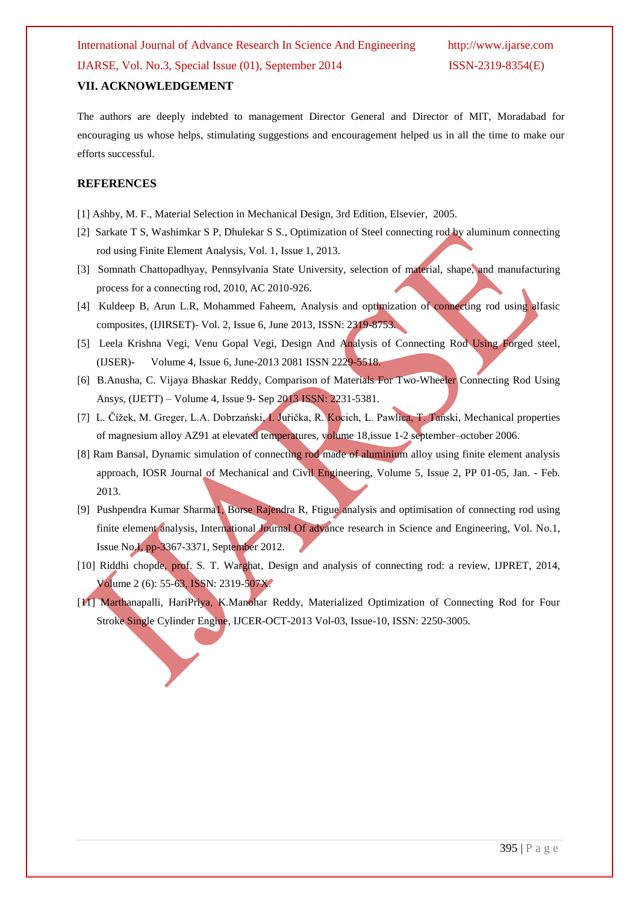## VII. ACKNOWLEDGEMENT

The authors are deeply indebted to management Director General and Director of MIT, Moradabad for encouraging us whose helps, stimulating suggestions and encouragement helped us in all the time to make our efforts successful.

## REFERENCES

[1] Ashby, M. F., Material Selection in Mechanical Design, 3rd Edition, Elsevier, 2005.

[2] Sarkate T S, Washimkar S P, Dhulekar S S., Optimization of Steel connecting rod by aluminum connecting rod using Finite Element Analysis, Vol. 1, Issue 1, 2013.

[3] Somnath Chattopadhyay, Pennsylvania State University, selection of material, shape, and manufacturing process for a connecting rod, 2010, AC 2010-926.

[4] Kuldeep B, Arun L.R, Mohammed Faheem, Analysis and optimization of connecting rod using alfasic composites, (IJIRSET)- Vol. 2, Issue 6, June 2013, ISSN: 2319-8753.

[5] Leela Krishna Vegi, Venu Gopal Vegi, Design And Analysis of Connecting Rod Using Forged steel, (IJSER)- Volume 4, Issue 6, June-2013 2081 ISSN 2229-5518.

[6] B.Anusha, C. Vijaya Bhaskar Reddy, Comparison of Materials For Two-Wheeler Connecting Rod Using Ansys, (IJETT) – Volume 4, Issue 9- Sep 2013 ISSN: 2231-5381.

[7] L. Čížek, M. Greger, L.A. Dobrzański, I. Juřička, R. Kocich, L. Pawlica, T. Tański, Mechanical properties of magnesium alloy AZ91 at elevated temperatures, volume 18,issue 1-2 september–october 2006.

[8] Ram Bansal, Dynamic simulation of connecting rod made of aluminium alloy using finite element analysis approach, IOSR Journal of Mechanical and Civil Engineering, Volume 5, Issue 2, PP 01-05, Jan. - Feb. 2013.

[9] Pushpendra Kumar Sharma1, Borse Rajendra R, Ftigue analysis and optimisation of connecting rod using finite element analysis, International Journal Of advance research in Science and Engineering, Vol. No.1, Issue No.I, pp-3367-3371, September 2012.

[10] Riddhi chopde, prof. S. T. Warghat, Design and analysis of connecting rod: a review, IJPRET, 2014, Volume 2 (6): 55-63, ISSN: 2319-507X.

[11] Marthanapalli, HariPriya, K.Manohar Reddy, Materialized Optimization of Connecting Rod for Four Stroke Single Cylinder Engine, IJCER-OCT-2013 Vol-03, Issue-10, ISSN: 2250-3005.